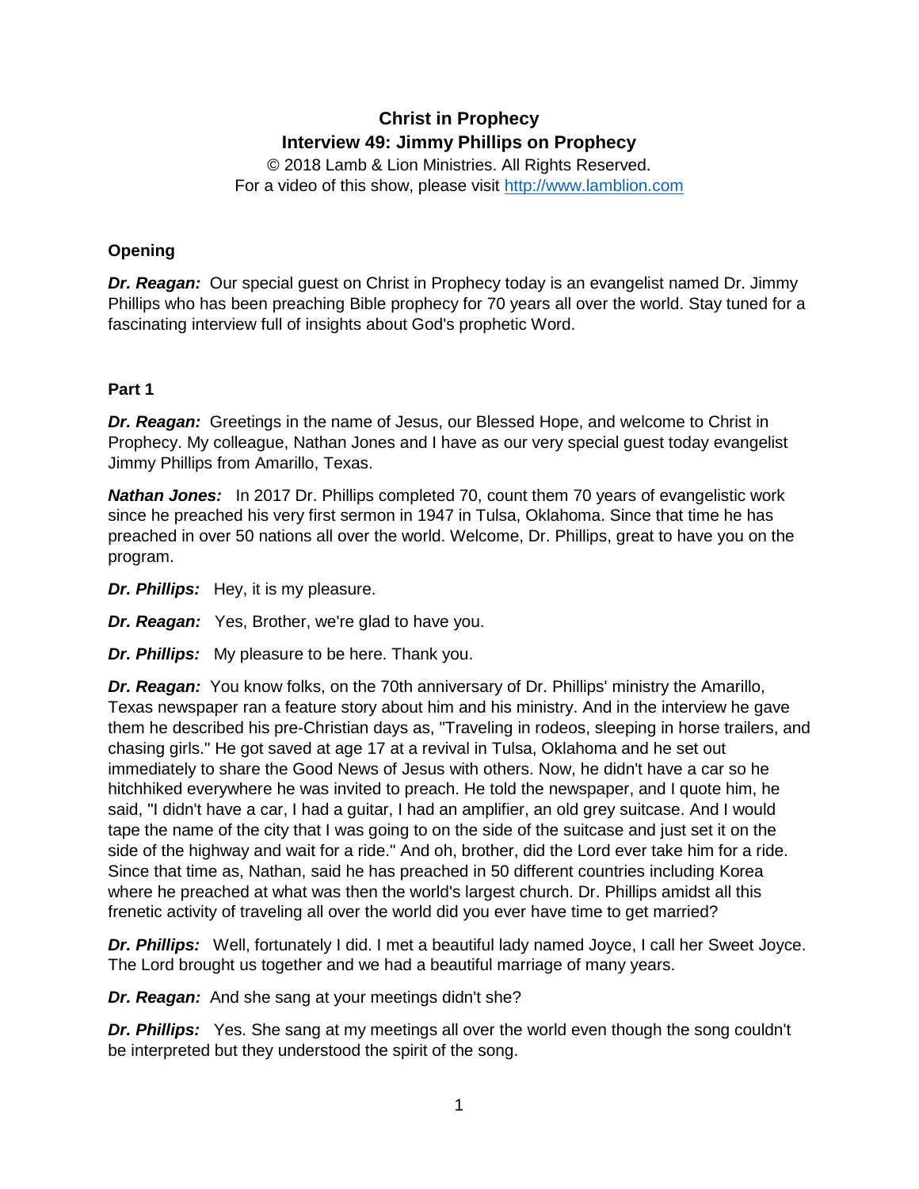# Christ in Prophecy
## Interview 49: Jimmy Phillips on Prophecy

© 2018 Lamb & Lion Ministries. All Rights Reserved.
For a video of this show, please visit http://www.lamblion.com

### Opening

***Dr. Reagan:*** Our special guest on Christ in Prophecy today is an evangelist named Dr. Jimmy Phillips who has been preaching Bible prophecy for 70 years all over the world. Stay tuned for a fascinating interview full of insights about God's prophetic Word.

### Part 1

***Dr. Reagan:*** Greetings in the name of Jesus, our Blessed Hope, and welcome to Christ in Prophecy. My colleague, Nathan Jones and I have as our very special guest today evangelist Jimmy Phillips from Amarillo, Texas.

***Nathan Jones:*** In 2017 Dr. Phillips completed 70, count them 70 years of evangelistic work since he preached his very first sermon in 1947 in Tulsa, Oklahoma. Since that time he has preached in over 50 nations all over the world. Welcome, Dr. Phillips, great to have you on the program.

***Dr. Phillips:*** Hey, it is my pleasure.

***Dr. Reagan:*** Yes, Brother, we're glad to have you.

***Dr. Phillips:*** My pleasure to be here. Thank you.

***Dr. Reagan:*** You know folks, on the 70th anniversary of Dr. Phillips' ministry the Amarillo, Texas newspaper ran a feature story about him and his ministry. And in the interview he gave them he described his pre-Christian days as, "Traveling in rodeos, sleeping in horse trailers, and chasing girls." He got saved at age 17 at a revival in Tulsa, Oklahoma and he set out immediately to share the Good News of Jesus with others. Now, he didn't have a car so he hitchhiked everywhere he was invited to preach. He told the newspaper, and I quote him, he said, "I didn't have a car, I had a guitar, I had an amplifier, an old grey suitcase. And I would tape the name of the city that I was going to on the side of the suitcase and just set it on the side of the highway and wait for a ride." And oh, brother, did the Lord ever take him for a ride. Since that time as, Nathan, said he has preached in 50 different countries including Korea where he preached at what was then the world's largest church. Dr. Phillips amidst all this frenetic activity of traveling all over the world did you ever have time to get married?

***Dr. Phillips:*** Well, fortunately I did. I met a beautiful lady named Joyce, I call her Sweet Joyce. The Lord brought us together and we had a beautiful marriage of many years.

***Dr. Reagan:*** And she sang at your meetings didn't she?

***Dr. Phillips:*** Yes. She sang at my meetings all over the world even though the song couldn't be interpreted but they understood the spirit of the song.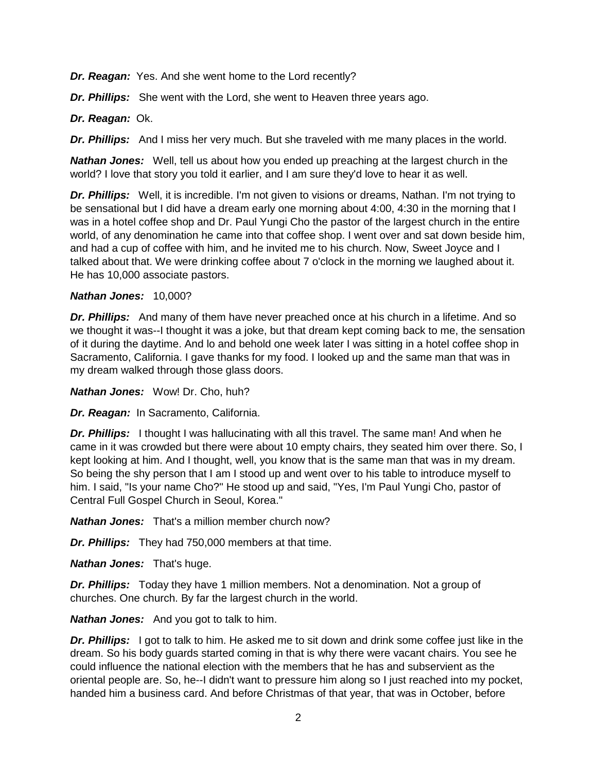***Dr. Reagan:*** Yes. And she went home to the Lord recently?

***Dr. Phillips:*** She went with the Lord, she went to Heaven three years ago.

***Dr. Reagan:*** Ok.

***Dr. Phillips:*** And I miss her very much. But she traveled with me many places in the world.

***Nathan Jones:*** Well, tell us about how you ended up preaching at the largest church in the world? I love that story you told it earlier, and I am sure they'd love to hear it as well.

***Dr. Phillips:*** Well, it is incredible. I'm not given to visions or dreams, Nathan. I'm not trying to be sensational but I did have a dream early one morning about 4:00, 4:30 in the morning that I was in a hotel coffee shop and Dr. Paul Yungi Cho the pastor of the largest church in the entire world, of any denomination he came into that coffee shop. I went over and sat down beside him, and had a cup of coffee with him, and he invited me to his church. Now, Sweet Joyce and I talked about that. We were drinking coffee about 7 o'clock in the morning we laughed about it. He has 10,000 associate pastors.

***Nathan Jones:*** 10,000?

***Dr. Phillips:*** And many of them have never preached once at his church in a lifetime. And so we thought it was--I thought it was a joke, but that dream kept coming back to me, the sensation of it during the daytime. And lo and behold one week later I was sitting in a hotel coffee shop in Sacramento, California. I gave thanks for my food. I looked up and the same man that was in my dream walked through those glass doors.

***Nathan Jones:*** Wow! Dr. Cho, huh?

***Dr. Reagan:*** In Sacramento, California.

***Dr. Phillips:*** I thought I was hallucinating with all this travel. The same man! And when he came in it was crowded but there were about 10 empty chairs, they seated him over there. So, I kept looking at him. And I thought, well, you know that is the same man that was in my dream. So being the shy person that I am I stood up and went over to his table to introduce myself to him. I said, "Is your name Cho?" He stood up and said, "Yes, I'm Paul Yungi Cho, pastor of Central Full Gospel Church in Seoul, Korea."

***Nathan Jones:*** That's a million member church now?

***Dr. Phillips:*** They had 750,000 members at that time.

***Nathan Jones:*** That's huge.

***Dr. Phillips:*** Today they have 1 million members. Not a denomination. Not a group of churches. One church. By far the largest church in the world.

***Nathan Jones:*** And you got to talk to him.

***Dr. Phillips:*** I got to talk to him. He asked me to sit down and drink some coffee just like in the dream. So his body guards started coming in that is why there were vacant chairs. You see he could influence the national election with the members that he has and subservient as the oriental people are. So, he--I didn't want to pressure him along so I just reached into my pocket, handed him a business card. And before Christmas of that year, that was in October, before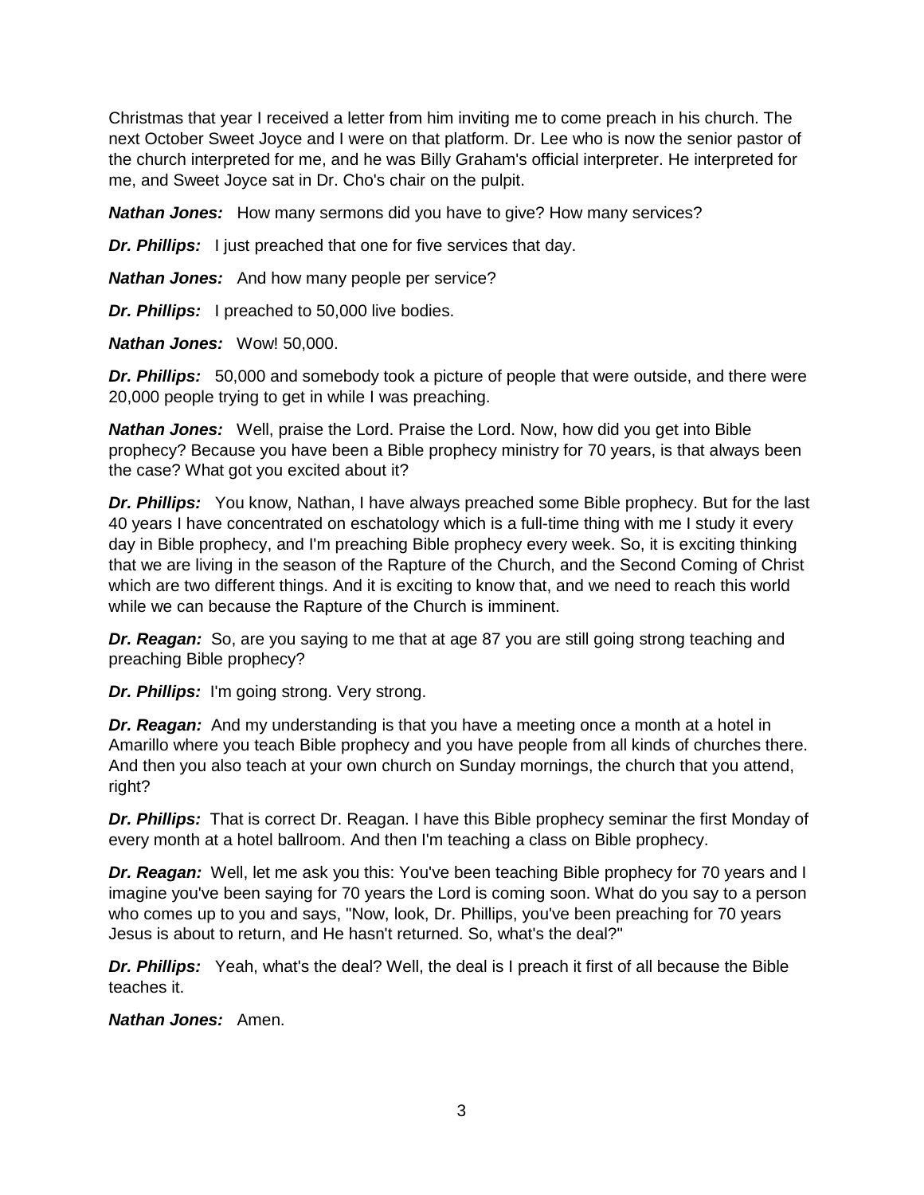Christmas that year I received a letter from him inviting me to come preach in his church. The next October Sweet Joyce and I were on that platform. Dr. Lee who is now the senior pastor of the church interpreted for me, and he was Billy Graham's official interpreter. He interpreted for me, and Sweet Joyce sat in Dr. Cho's chair on the pulpit.

***Nathan Jones:*** How many sermons did you have to give? How many services?

***Dr. Phillips:*** I just preached that one for five services that day.

***Nathan Jones:*** And how many people per service?

***Dr. Phillips:*** I preached to 50,000 live bodies.

***Nathan Jones:*** Wow! 50,000.

***Dr. Phillips:*** 50,000 and somebody took a picture of people that were outside, and there were 20,000 people trying to get in while I was preaching.

***Nathan Jones:*** Well, praise the Lord. Praise the Lord. Now, how did you get into Bible prophecy? Because you have been a Bible prophecy ministry for 70 years, is that always been the case? What got you excited about it?

***Dr. Phillips:*** You know, Nathan, I have always preached some Bible prophecy. But for the last 40 years I have concentrated on eschatology which is a full-time thing with me I study it every day in Bible prophecy, and I'm preaching Bible prophecy every week. So, it is exciting thinking that we are living in the season of the Rapture of the Church, and the Second Coming of Christ which are two different things. And it is exciting to know that, and we need to reach this world while we can because the Rapture of the Church is imminent.

***Dr. Reagan:*** So, are you saying to me that at age 87 you are still going strong teaching and preaching Bible prophecy?

***Dr. Phillips:*** I'm going strong. Very strong.

***Dr. Reagan:*** And my understanding is that you have a meeting once a month at a hotel in Amarillo where you teach Bible prophecy and you have people from all kinds of churches there. And then you also teach at your own church on Sunday mornings, the church that you attend, right?

***Dr. Phillips:*** That is correct Dr. Reagan. I have this Bible prophecy seminar the first Monday of every month at a hotel ballroom. And then I'm teaching a class on Bible prophecy.

***Dr. Reagan:*** Well, let me ask you this: You've been teaching Bible prophecy for 70 years and I imagine you've been saying for 70 years the Lord is coming soon. What do you say to a person who comes up to you and says, "Now, look, Dr. Phillips, you've been preaching for 70 years Jesus is about to return, and He hasn't returned. So, what's the deal?"

***Dr. Phillips:*** Yeah, what's the deal? Well, the deal is I preach it first of all because the Bible teaches it.

***Nathan Jones:*** Amen.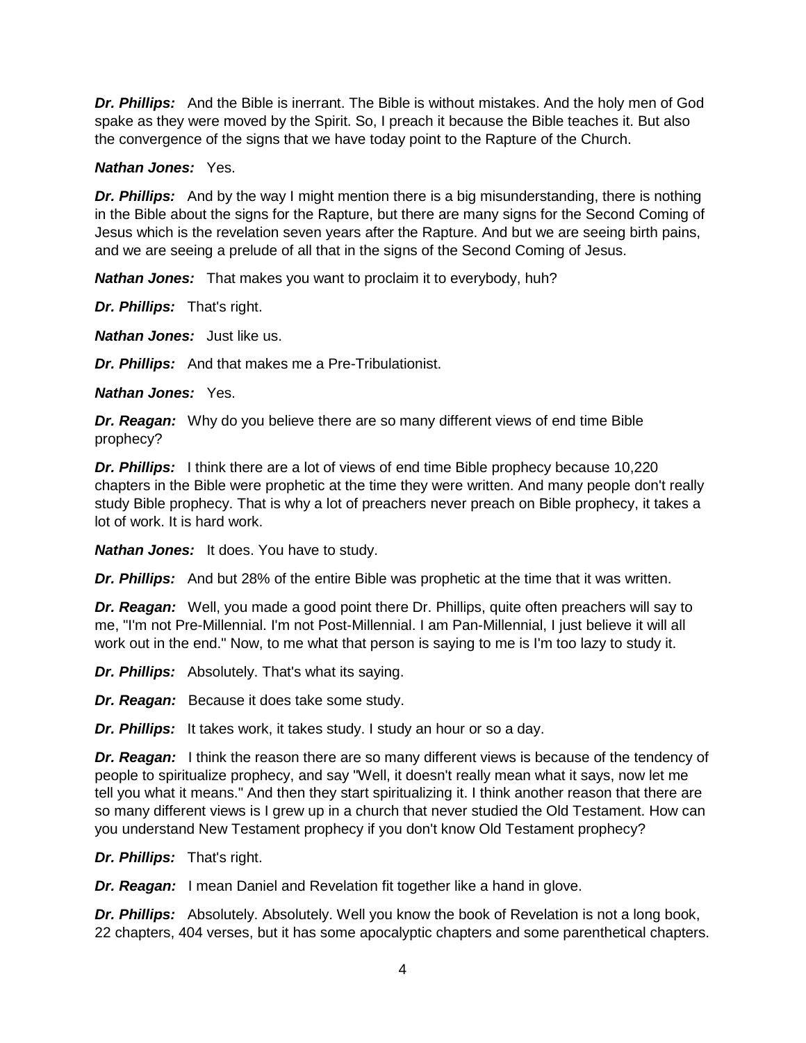***Dr. Phillips:*** And the Bible is inerrant. The Bible is without mistakes. And the holy men of God spake as they were moved by the Spirit. So, I preach it because the Bible teaches it. But also the convergence of the signs that we have today point to the Rapture of the Church.

***Nathan Jones:*** Yes.

***Dr. Phillips:*** And by the way I might mention there is a big misunderstanding, there is nothing in the Bible about the signs for the Rapture, but there are many signs for the Second Coming of Jesus which is the revelation seven years after the Rapture. And but we are seeing birth pains, and we are seeing a prelude of all that in the signs of the Second Coming of Jesus.

***Nathan Jones:*** That makes you want to proclaim it to everybody, huh?

***Dr. Phillips:*** That's right.

***Nathan Jones:*** Just like us.

***Dr. Phillips:*** And that makes me a Pre-Tribulationist.

***Nathan Jones:*** Yes.

***Dr. Reagan:*** Why do you believe there are so many different views of end time Bible prophecy?

***Dr. Phillips:*** I think there are a lot of views of end time Bible prophecy because 10,220 chapters in the Bible were prophetic at the time they were written. And many people don't really study Bible prophecy. That is why a lot of preachers never preach on Bible prophecy, it takes a lot of work. It is hard work.

***Nathan Jones:*** It does. You have to study.

***Dr. Phillips:*** And but 28% of the entire Bible was prophetic at the time that it was written.

***Dr. Reagan:*** Well, you made a good point there Dr. Phillips, quite often preachers will say to me, "I'm not Pre-Millennial. I'm not Post-Millennial. I am Pan-Millennial, I just believe it will all work out in the end." Now, to me what that person is saying to me is I'm too lazy to study it.

***Dr. Phillips:*** Absolutely. That's what its saying.

***Dr. Reagan:*** Because it does take some study.

***Dr. Phillips:*** It takes work, it takes study. I study an hour or so a day.

***Dr. Reagan:*** I think the reason there are so many different views is because of the tendency of people to spiritualize prophecy, and say "Well, it doesn't really mean what it says, now let me tell you what it means." And then they start spiritualizing it. I think another reason that there are so many different views is I grew up in a church that never studied the Old Testament. How can you understand New Testament prophecy if you don't know Old Testament prophecy?

***Dr. Phillips:*** That's right.

***Dr. Reagan:*** I mean Daniel and Revelation fit together like a hand in glove.

***Dr. Phillips:*** Absolutely. Absolutely. Well you know the book of Revelation is not a long book, 22 chapters, 404 verses, but it has some apocalyptic chapters and some parenthetical chapters.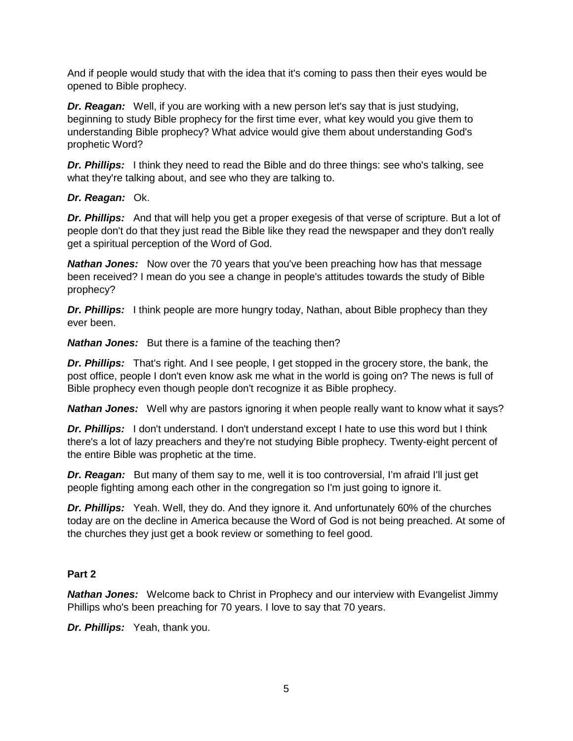And if people would study that with the idea that it's coming to pass then their eyes would be opened to Bible prophecy.

***Dr. Reagan:*** Well, if you are working with a new person let's say that is just studying, beginning to study Bible prophecy for the first time ever, what key would you give them to understanding Bible prophecy? What advice would give them about understanding God's prophetic Word?

***Dr. Phillips:*** I think they need to read the Bible and do three things: see who's talking, see what they're talking about, and see who they are talking to.

***Dr. Reagan:*** Ok.

***Dr. Phillips:*** And that will help you get a proper exegesis of that verse of scripture. But a lot of people don't do that they just read the Bible like they read the newspaper and they don't really get a spiritual perception of the Word of God.

***Nathan Jones:*** Now over the 70 years that you've been preaching how has that message been received? I mean do you see a change in people's attitudes towards the study of Bible prophecy?

***Dr. Phillips:*** I think people are more hungry today, Nathan, about Bible prophecy than they ever been.

***Nathan Jones:*** But there is a famine of the teaching then?

***Dr. Phillips:*** That's right. And I see people, I get stopped in the grocery store, the bank, the post office, people I don't even know ask me what in the world is going on? The news is full of Bible prophecy even though people don't recognize it as Bible prophecy.

***Nathan Jones:*** Well why are pastors ignoring it when people really want to know what it says?

***Dr. Phillips:*** I don't understand. I don't understand except I hate to use this word but I think there's a lot of lazy preachers and they're not studying Bible prophecy. Twenty-eight percent of the entire Bible was prophetic at the time.

***Dr. Reagan:*** But many of them say to me, well it is too controversial, I'm afraid I'll just get people fighting among each other in the congregation so I'm just going to ignore it.

***Dr. Phillips:*** Yeah. Well, they do. And they ignore it. And unfortunately 60% of the churches today are on the decline in America because the Word of God is not being preached. At some of the churches they just get a book review or something to feel good.

**Part 2**

***Nathan Jones:*** Welcome back to Christ in Prophecy and our interview with Evangelist Jimmy Phillips who's been preaching for 70 years. I love to say that 70 years.

***Dr. Phillips:*** Yeah, thank you.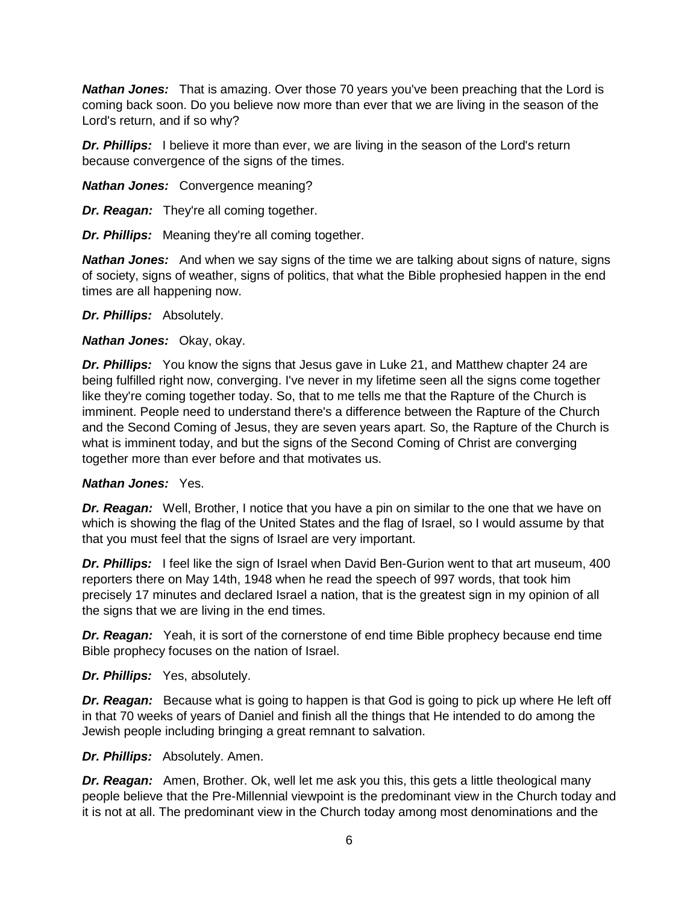***Nathan Jones:*** That is amazing. Over those 70 years you've been preaching that the Lord is coming back soon. Do you believe now more than ever that we are living in the season of the Lord's return, and if so why?

***Dr. Phillips:*** I believe it more than ever, we are living in the season of the Lord's return because convergence of the signs of the times.

***Nathan Jones:*** Convergence meaning?

***Dr. Reagan:*** They're all coming together.

***Dr. Phillips:*** Meaning they're all coming together.

***Nathan Jones:*** And when we say signs of the time we are talking about signs of nature, signs of society, signs of weather, signs of politics, that what the Bible prophesied happen in the end times are all happening now.

***Dr. Phillips:*** Absolutely.

***Nathan Jones:*** Okay, okay.

***Dr. Phillips:*** You know the signs that Jesus gave in Luke 21, and Matthew chapter 24 are being fulfilled right now, converging. I've never in my lifetime seen all the signs come together like they're coming together today. So, that to me tells me that the Rapture of the Church is imminent. People need to understand there's a difference between the Rapture of the Church and the Second Coming of Jesus, they are seven years apart. So, the Rapture of the Church is what is imminent today, and but the signs of the Second Coming of Christ are converging together more than ever before and that motivates us.

***Nathan Jones:*** Yes.

***Dr. Reagan:*** Well, Brother, I notice that you have a pin on similar to the one that we have on which is showing the flag of the United States and the flag of Israel, so I would assume by that that you must feel that the signs of Israel are very important.

***Dr. Phillips:*** I feel like the sign of Israel when David Ben-Gurion went to that art museum, 400 reporters there on May 14th, 1948 when he read the speech of 997 words, that took him precisely 17 minutes and declared Israel a nation, that is the greatest sign in my opinion of all the signs that we are living in the end times.

***Dr. Reagan:*** Yeah, it is sort of the cornerstone of end time Bible prophecy because end time Bible prophecy focuses on the nation of Israel.

***Dr. Phillips:*** Yes, absolutely.

***Dr. Reagan:*** Because what is going to happen is that God is going to pick up where He left off in that 70 weeks of years of Daniel and finish all the things that He intended to do among the Jewish people including bringing a great remnant to salvation.

***Dr. Phillips:*** Absolutely. Amen.

***Dr. Reagan:*** Amen, Brother. Ok, well let me ask you this, this gets a little theological many people believe that the Pre-Millennial viewpoint is the predominant view in the Church today and it is not at all. The predominant view in the Church today among most denominations and the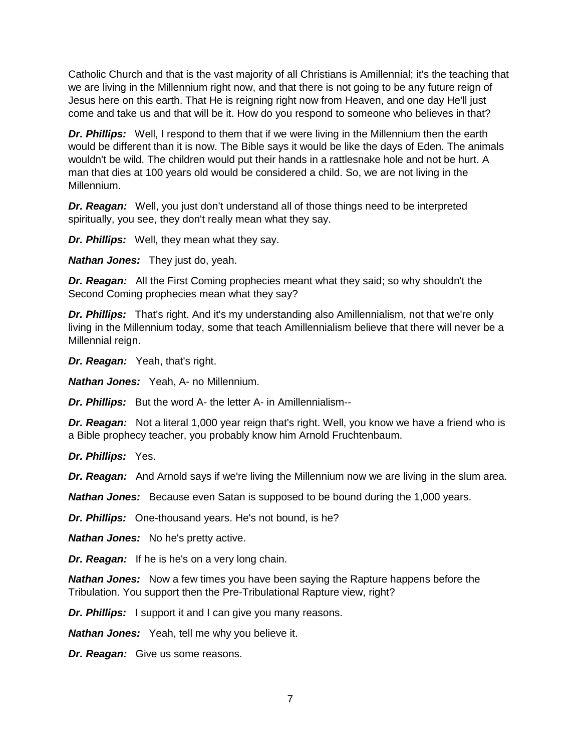Catholic Church and that is the vast majority of all Christians is Amillennial; it's the teaching that we are living in the Millennium right now, and that there is not going to be any future reign of Jesus here on this earth. That He is reigning right now from Heaven, and one day He'll just come and take us and that will be it. How do you respond to someone who believes in that?

***Dr. Phillips:*** Well, I respond to them that if we were living in the Millennium then the earth would be different than it is now. The Bible says it would be like the days of Eden. The animals wouldn't be wild. The children would put their hands in a rattlesnake hole and not be hurt. A man that dies at 100 years old would be considered a child. So, we are not living in the Millennium.

***Dr. Reagan:*** Well, you just don't understand all of those things need to be interpreted spiritually, you see, they don't really mean what they say.

***Dr. Phillips:*** Well, they mean what they say.

***Nathan Jones:*** They just do, yeah.

***Dr. Reagan:*** All the First Coming prophecies meant what they said; so why shouldn't the Second Coming prophecies mean what they say?

***Dr. Phillips:*** That's right. And it's my understanding also Amillennialism, not that we're only living in the Millennium today, some that teach Amillennialism believe that there will never be a Millennial reign.

***Dr. Reagan:*** Yeah, that's right.

***Nathan Jones:*** Yeah, A- no Millennium.

***Dr. Phillips:*** But the word A- the letter A- in Amillennialism--

***Dr. Reagan:*** Not a literal 1,000 year reign that's right. Well, you know we have a friend who is a Bible prophecy teacher, you probably know him Arnold Fruchtenbaum.

***Dr. Phillips:*** Yes.

***Dr. Reagan:*** And Arnold says if we're living the Millennium now we are living in the slum area.

***Nathan Jones:*** Because even Satan is supposed to be bound during the 1,000 years.

***Dr. Phillips:*** One-thousand years. He's not bound, is he?

***Nathan Jones:*** No he's pretty active.

***Dr. Reagan:*** If he is he's on a very long chain.

***Nathan Jones:*** Now a few times you have been saying the Rapture happens before the Tribulation. You support then the Pre-Tribulational Rapture view, right?

***Dr. Phillips:*** I support it and I can give you many reasons.

***Nathan Jones:*** Yeah, tell me why you believe it.

***Dr. Reagan:*** Give us some reasons.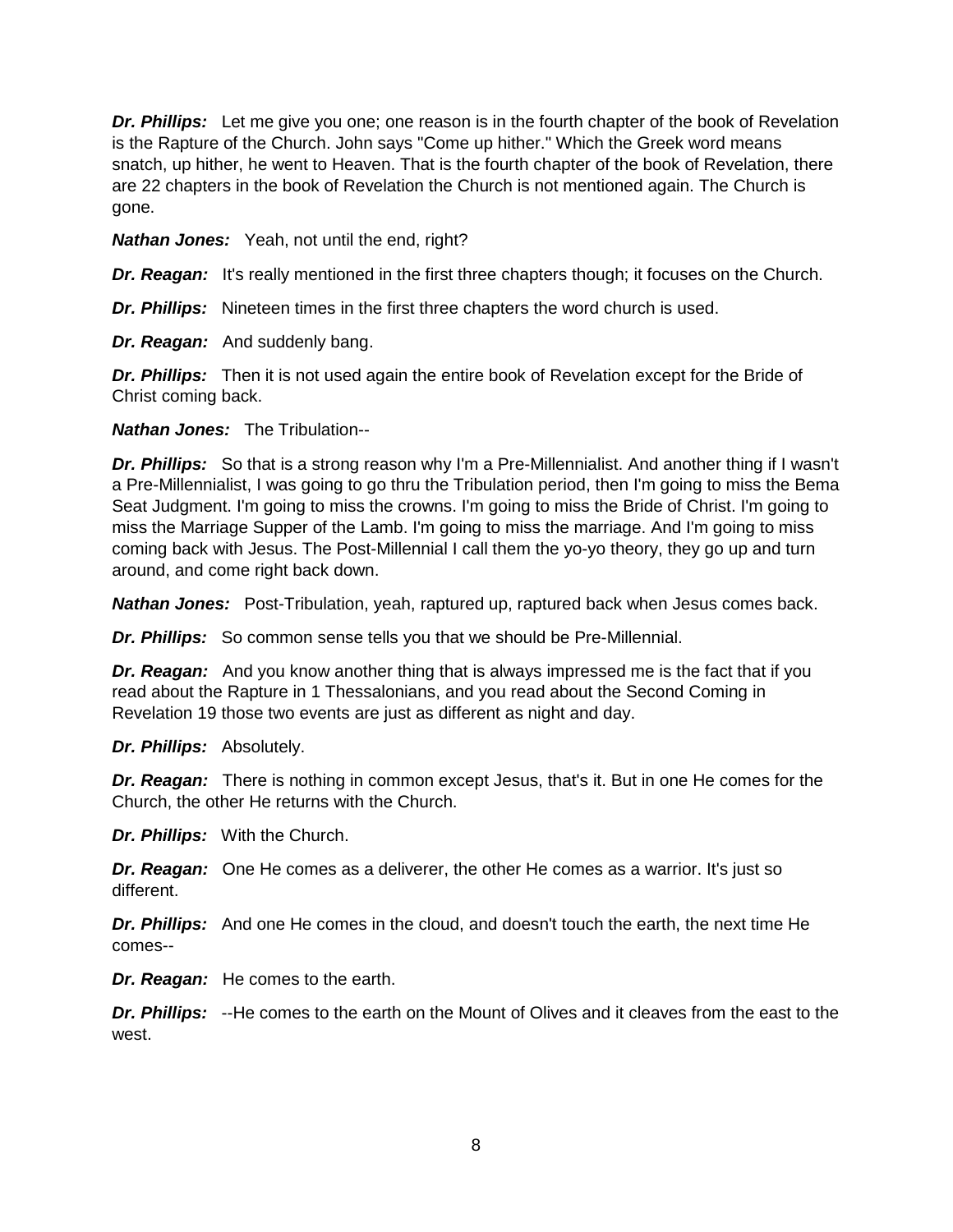***Dr. Phillips:*** Let me give you one; one reason is in the fourth chapter of the book of Revelation is the Rapture of the Church. John says "Come up hither." Which the Greek word means snatch, up hither, he went to Heaven. That is the fourth chapter of the book of Revelation, there are 22 chapters in the book of Revelation the Church is not mentioned again. The Church is gone.

***Nathan Jones:*** Yeah, not until the end, right?

***Dr. Reagan:*** It's really mentioned in the first three chapters though; it focuses on the Church.

***Dr. Phillips:*** Nineteen times in the first three chapters the word church is used.

***Dr. Reagan:*** And suddenly bang.

***Dr. Phillips:*** Then it is not used again the entire book of Revelation except for the Bride of Christ coming back.

***Nathan Jones:*** The Tribulation--

***Dr. Phillips:*** So that is a strong reason why I'm a Pre-Millennialist. And another thing if I wasn't a Pre-Millennialist, I was going to go thru the Tribulation period, then I'm going to miss the Bema Seat Judgment. I'm going to miss the crowns. I'm going to miss the Bride of Christ. I'm going to miss the Marriage Supper of the Lamb. I'm going to miss the marriage. And I'm going to miss coming back with Jesus. The Post-Millennial I call them the yo-yo theory, they go up and turn around, and come right back down.

***Nathan Jones:*** Post-Tribulation, yeah, raptured up, raptured back when Jesus comes back.

***Dr. Phillips:*** So common sense tells you that we should be Pre-Millennial.

***Dr. Reagan:*** And you know another thing that is always impressed me is the fact that if you read about the Rapture in 1 Thessalonians, and you read about the Second Coming in Revelation 19 those two events are just as different as night and day.

***Dr. Phillips:*** Absolutely.

***Dr. Reagan:*** There is nothing in common except Jesus, that's it. But in one He comes for the Church, the other He returns with the Church.

***Dr. Phillips:*** With the Church.

***Dr. Reagan:*** One He comes as a deliverer, the other He comes as a warrior. It's just so different.

***Dr. Phillips:*** And one He comes in the cloud, and doesn't touch the earth, the next time He comes--

***Dr. Reagan:*** He comes to the earth.

***Dr. Phillips:*** --He comes to the earth on the Mount of Olives and it cleaves from the east to the west.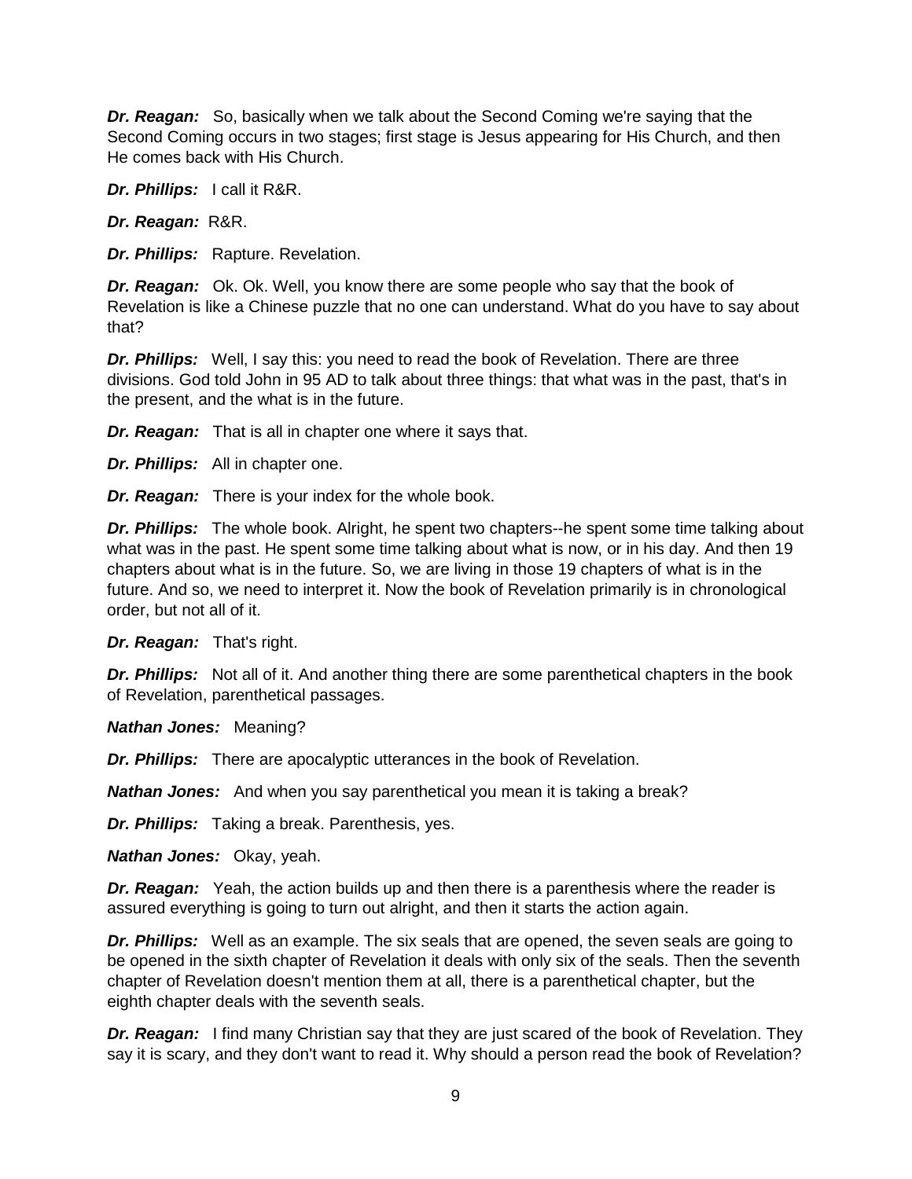***Dr. Reagan:*** So, basically when we talk about the Second Coming we're saying that the Second Coming occurs in two stages; first stage is Jesus appearing for His Church, and then He comes back with His Church.

***Dr. Phillips:*** I call it R&R.

***Dr. Reagan:*** R&R.

***Dr. Phillips:*** Rapture. Revelation.

***Dr. Reagan:*** Ok. Ok. Well, you know there are some people who say that the book of Revelation is like a Chinese puzzle that no one can understand. What do you have to say about that?

***Dr. Phillips:*** Well, I say this: you need to read the book of Revelation. There are three divisions. God told John in 95 AD to talk about three things: that what was in the past, that's in the present, and the what is in the future.

***Dr. Reagan:*** That is all in chapter one where it says that.

***Dr. Phillips:*** All in chapter one.

***Dr. Reagan:*** There is your index for the whole book.

***Dr. Phillips:*** The whole book. Alright, he spent two chapters--he spent some time talking about what was in the past. He spent some time talking about what is now, or in his day. And then 19 chapters about what is in the future. So, we are living in those 19 chapters of what is in the future. And so, we need to interpret it. Now the book of Revelation primarily is in chronological order, but not all of it.

***Dr. Reagan:*** That's right.

***Dr. Phillips:*** Not all of it. And another thing there are some parenthetical chapters in the book of Revelation, parenthetical passages.

***Nathan Jones:*** Meaning?

***Dr. Phillips:*** There are apocalyptic utterances in the book of Revelation.

***Nathan Jones:*** And when you say parenthetical you mean it is taking a break?

***Dr. Phillips:*** Taking a break. Parenthesis, yes.

***Nathan Jones:*** Okay, yeah.

***Dr. Reagan:*** Yeah, the action builds up and then there is a parenthesis where the reader is assured everything is going to turn out alright, and then it starts the action again.

***Dr. Phillips:*** Well as an example. The six seals that are opened, the seven seals are going to be opened in the sixth chapter of Revelation it deals with only six of the seals. Then the seventh chapter of Revelation doesn't mention them at all, there is a parenthetical chapter, but the eighth chapter deals with the seventh seals.

***Dr. Reagan:*** I find many Christian say that they are just scared of the book of Revelation. They say it is scary, and they don't want to read it. Why should a person read the book of Revelation?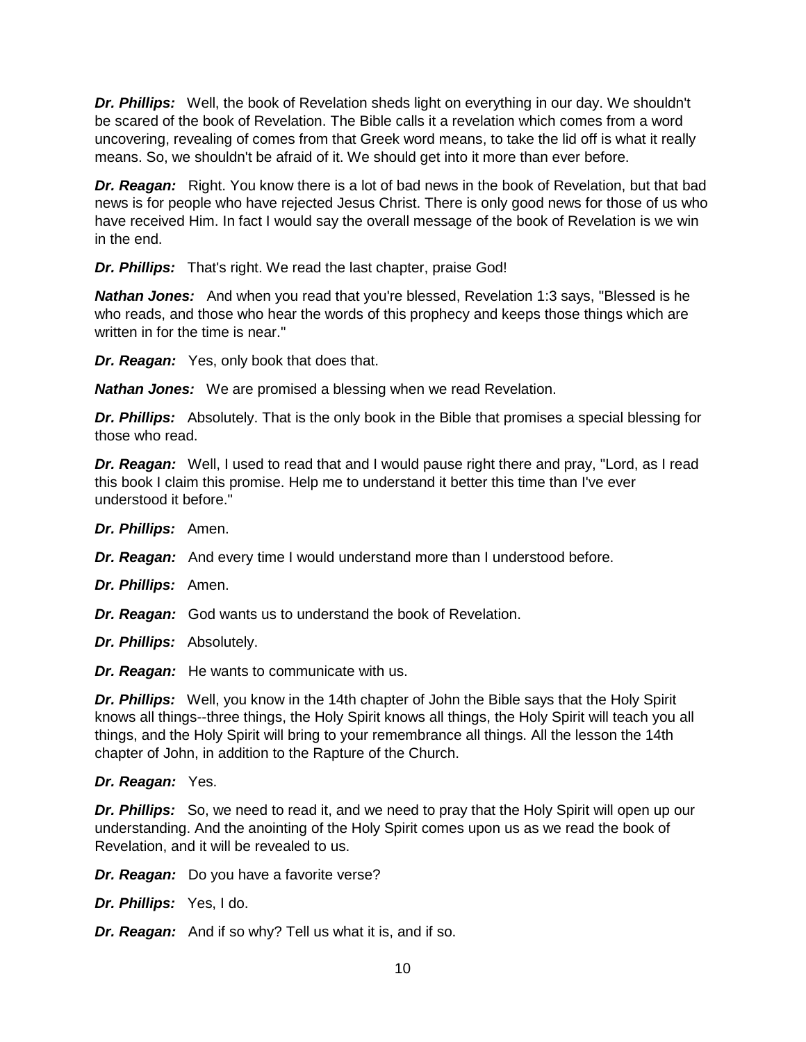***Dr. Phillips:*** Well, the book of Revelation sheds light on everything in our day. We shouldn't be scared of the book of Revelation. The Bible calls it a revelation which comes from a word uncovering, revealing of comes from that Greek word means, to take the lid off is what it really means. So, we shouldn't be afraid of it. We should get into it more than ever before.

***Dr. Reagan:*** Right. You know there is a lot of bad news in the book of Revelation, but that bad news is for people who have rejected Jesus Christ. There is only good news for those of us who have received Him. In fact I would say the overall message of the book of Revelation is we win in the end.

***Dr. Phillips:*** That's right. We read the last chapter, praise God!

***Nathan Jones:*** And when you read that you're blessed, Revelation 1:3 says, "Blessed is he who reads, and those who hear the words of this prophecy and keeps those things which are written in for the time is near."

***Dr. Reagan:*** Yes, only book that does that.

***Nathan Jones:*** We are promised a blessing when we read Revelation.

***Dr. Phillips:*** Absolutely. That is the only book in the Bible that promises a special blessing for those who read.

***Dr. Reagan:*** Well, I used to read that and I would pause right there and pray, "Lord, as I read this book I claim this promise. Help me to understand it better this time than I've ever understood it before."

***Dr. Phillips:*** Amen.

***Dr. Reagan:*** And every time I would understand more than I understood before.

***Dr. Phillips:*** Amen.

***Dr. Reagan:*** God wants us to understand the book of Revelation.

***Dr. Phillips:*** Absolutely.

***Dr. Reagan:*** He wants to communicate with us.

***Dr. Phillips:*** Well, you know in the 14th chapter of John the Bible says that the Holy Spirit knows all things--three things, the Holy Spirit knows all things, the Holy Spirit will teach you all things, and the Holy Spirit will bring to your remembrance all things. All the lesson the 14th chapter of John, in addition to the Rapture of the Church.

***Dr. Reagan:*** Yes.

***Dr. Phillips:*** So, we need to read it, and we need to pray that the Holy Spirit will open up our understanding. And the anointing of the Holy Spirit comes upon us as we read the book of Revelation, and it will be revealed to us.

***Dr. Reagan:*** Do you have a favorite verse?

***Dr. Phillips:*** Yes, I do.

***Dr. Reagan:*** And if so why? Tell us what it is, and if so.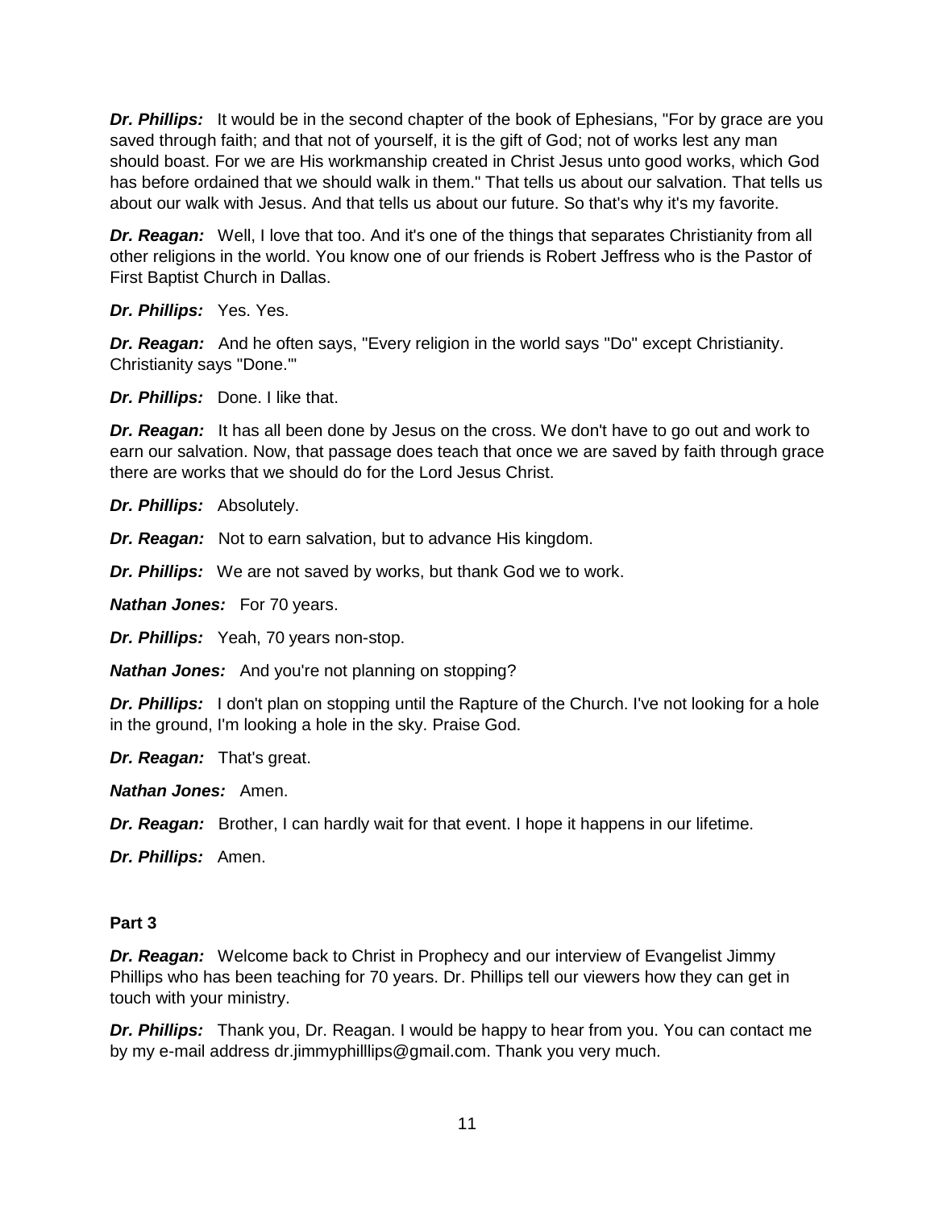***Dr. Phillips:*** It would be in the second chapter of the book of Ephesians, "For by grace are you saved through faith; and that not of yourself, it is the gift of God; not of works lest any man should boast. For we are His workmanship created in Christ Jesus unto good works, which God has before ordained that we should walk in them." That tells us about our salvation. That tells us about our walk with Jesus. And that tells us about our future. So that's why it's my favorite.

***Dr. Reagan:*** Well, I love that too. And it's one of the things that separates Christianity from all other religions in the world. You know one of our friends is Robert Jeffress who is the Pastor of First Baptist Church in Dallas.

***Dr. Phillips:*** Yes. Yes.

***Dr. Reagan:*** And he often says, "Every religion in the world says "Do" except Christianity. Christianity says "Done."'

***Dr. Phillips:*** Done. I like that.

***Dr. Reagan:*** It has all been done by Jesus on the cross. We don't have to go out and work to earn our salvation. Now, that passage does teach that once we are saved by faith through grace there are works that we should do for the Lord Jesus Christ.

***Dr. Phillips:*** Absolutely.

***Dr. Reagan:*** Not to earn salvation, but to advance His kingdom.

***Dr. Phillips:*** We are not saved by works, but thank God we to work.

***Nathan Jones:*** For 70 years.

***Dr. Phillips:*** Yeah, 70 years non-stop.

***Nathan Jones:*** And you're not planning on stopping?

***Dr. Phillips:*** I don't plan on stopping until the Rapture of the Church. I've not looking for a hole in the ground, I'm looking a hole in the sky. Praise God.

***Dr. Reagan:*** That's great.

***Nathan Jones:*** Amen.

***Dr. Reagan:*** Brother, I can hardly wait for that event. I hope it happens in our lifetime.

***Dr. Phillips:*** Amen.

**Part 3**

***Dr. Reagan:*** Welcome back to Christ in Prophecy and our interview of Evangelist Jimmy Phillips who has been teaching for 70 years. Dr. Phillips tell our viewers how they can get in touch with your ministry.

***Dr. Phillips:*** Thank you, Dr. Reagan. I would be happy to hear from you. You can contact me by my e-mail address dr.jimmyphilllips@gmail.com. Thank you very much.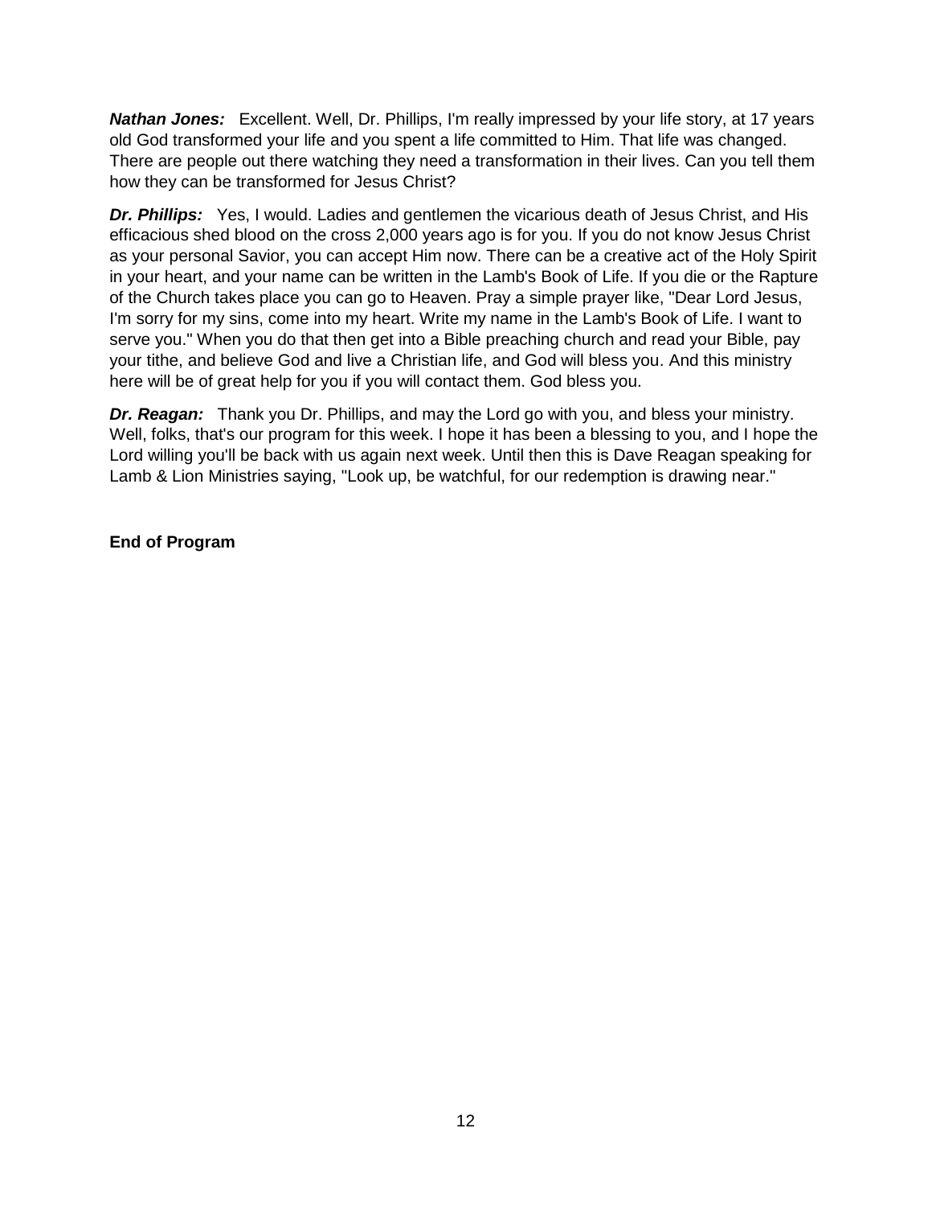***Nathan Jones:*** Excellent. Well, Dr. Phillips, I'm really impressed by your life story, at 17 years old God transformed your life and you spent a life committed to Him. That life was changed. There are people out there watching they need a transformation in their lives. Can you tell them how they can be transformed for Jesus Christ?

***Dr. Phillips:*** Yes, I would. Ladies and gentlemen the vicarious death of Jesus Christ, and His efficacious shed blood on the cross 2,000 years ago is for you. If you do not know Jesus Christ as your personal Savior, you can accept Him now. There can be a creative act of the Holy Spirit in your heart, and your name can be written in the Lamb's Book of Life. If you die or the Rapture of the Church takes place you can go to Heaven. Pray a simple prayer like, "Dear Lord Jesus, I'm sorry for my sins, come into my heart. Write my name in the Lamb's Book of Life. I want to serve you." When you do that then get into a Bible preaching church and read your Bible, pay your tithe, and believe God and live a Christian life, and God will bless you. And this ministry here will be of great help for you if you will contact them. God bless you.

***Dr. Reagan:*** Thank you Dr. Phillips, and may the Lord go with you, and bless your ministry. Well, folks, that's our program for this week. I hope it has been a blessing to you, and I hope the Lord willing you'll be back with us again next week. Until then this is Dave Reagan speaking for Lamb & Lion Ministries saying, "Look up, be watchful, for our redemption is drawing near."

**End of Program**